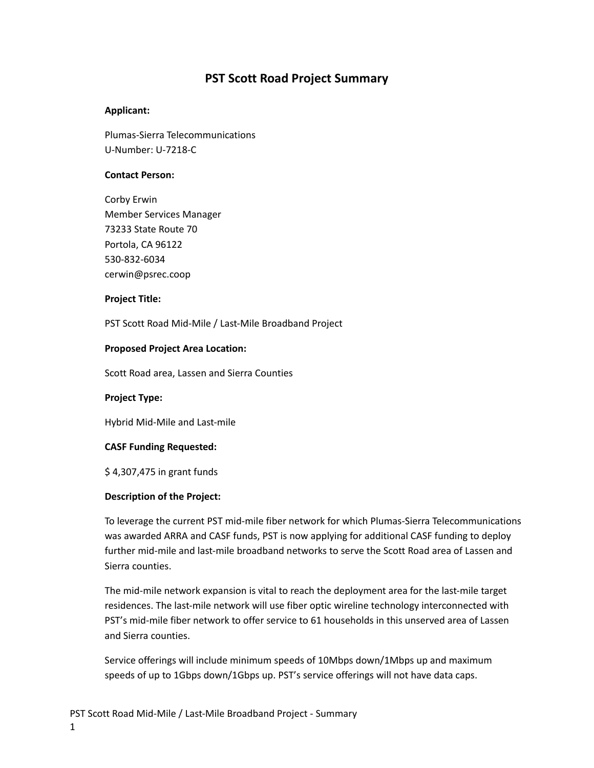# PST Scott Road Project Summary

**Applicant:**

Plumas-Sierra Telecommunications
U-Number: U-7218-C

**Contact Person:**

Corby Erwin
Member Services Manager
73233 State Route 70
Portola, CA 96122
530-832-6034
cerwin@psrec.coop

**Project Title:**

PST Scott Road Mid-Mile / Last-Mile Broadband Project

**Proposed Project Area Location:**

Scott Road area, Lassen and Sierra Counties

**Project Type:**

Hybrid Mid-Mile and Last-mile

**CASF Funding Requested:**

$ 4,307,475 in grant funds

**Description of the Project:**

To leverage the current PST mid-mile fiber network for which Plumas-Sierra Telecommunications was awarded ARRA and CASF funds, PST is now applying for additional CASF funding to deploy further mid-mile and last-mile broadband networks to serve the Scott Road area of Lassen and Sierra counties.

The mid-mile network expansion is vital to reach the deployment area for the last-mile target residences. The last-mile network will use fiber optic wireline technology interconnected with PST's mid-mile fiber network to offer service to 61 households in this unserved area of Lassen and Sierra counties.

Service offerings will include minimum speeds of 10Mbps down/1Mbps up and maximum speeds of up to 1Gbps down/1Gbps up. PST's service offerings will not have data caps.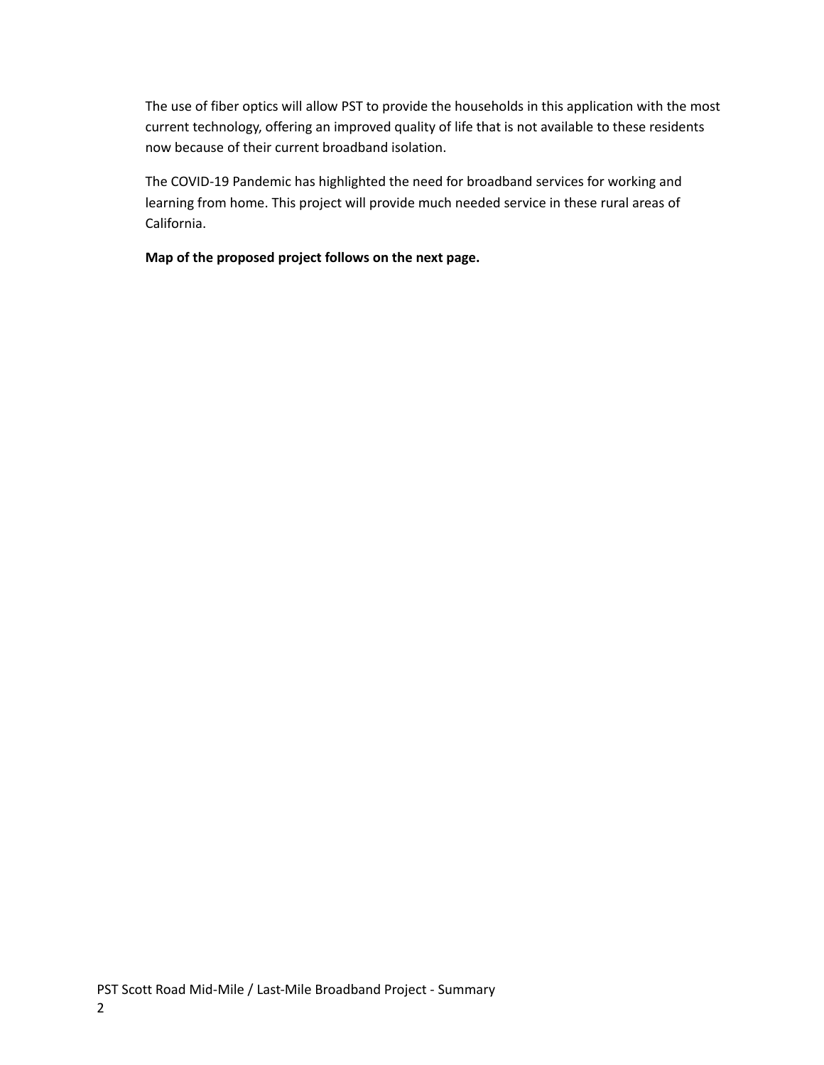The use of fiber optics will allow PST to provide the households in this application with the most current technology, offering an improved quality of life that is not available to these residents now because of their current broadband isolation.

The COVID-19 Pandemic has highlighted the need for broadband services for working and learning from home. This project will provide much needed service in these rural areas of California.

**Map of the proposed project follows on the next page.**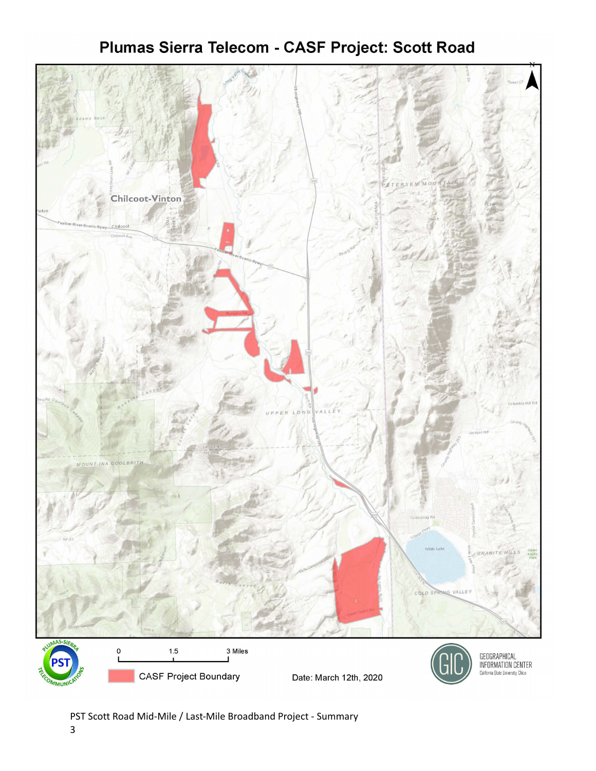# Plumas Sierra Telecom - CASF Project: Scott Road

0 1.5 3 Miles

CASF Project Boundary

Date: March 12th, 2020

GEOGRAPHICAL INFORMATION CENTER
California State University, Chico

PST Scott Road Mid-Mile / Last-Mile Broadband Project - Summary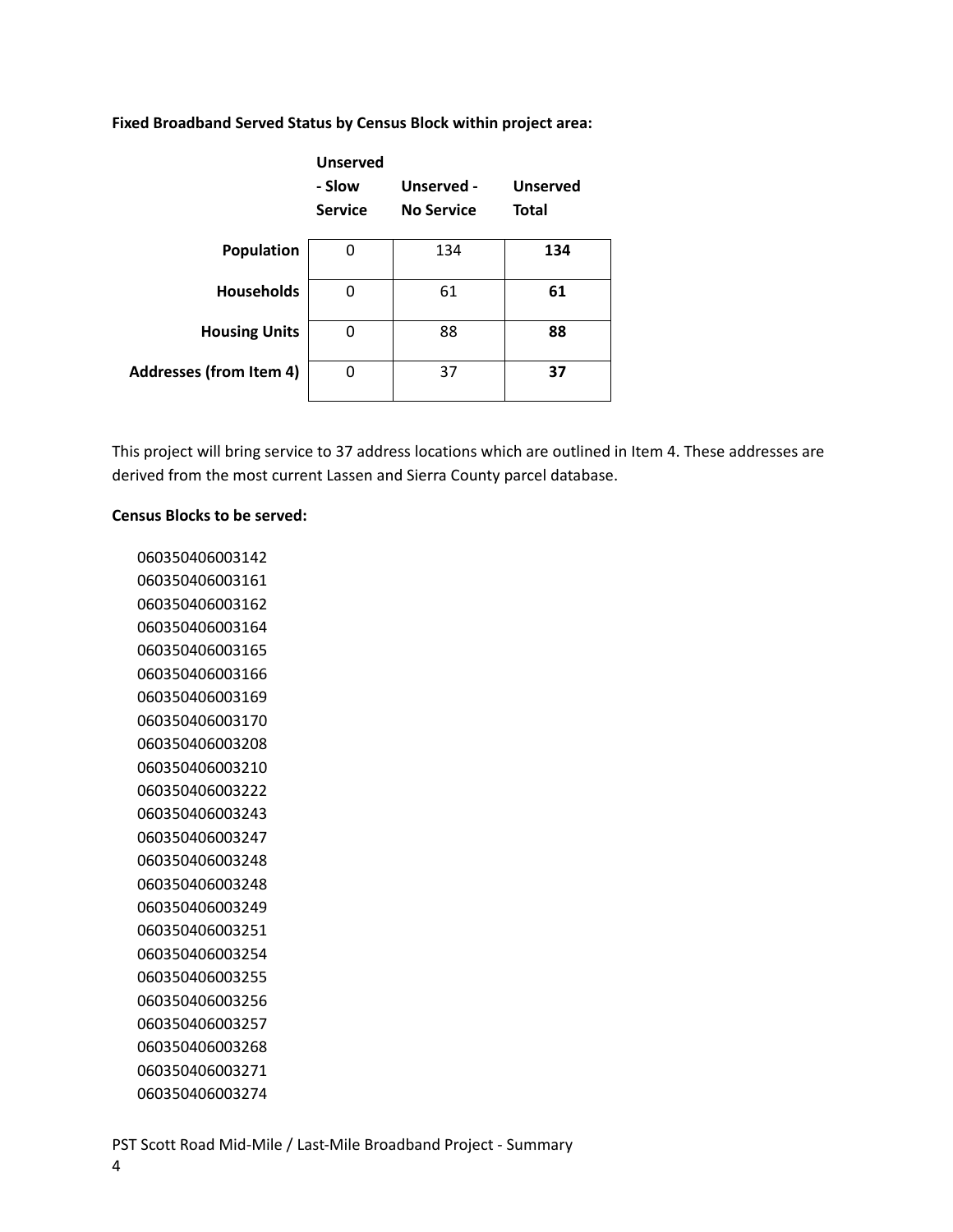**Fixed Broadband Served Status by Census Block within project area:**

| | Unserved - Slow Service | Unserved - No Service | Unserved Total |
|---|---|---|---|
| **Population** | 0 | 134 | **134** |
| **Households** | 0 | 61 | **61** |
| **Housing Units** | 0 | 88 | **88** |
| **Addresses (from Item 4)** | 0 | 37 | **37** |

This project will bring service to 37 address locations which are outlined in Item 4. These addresses are derived from the most current Lassen and Sierra County parcel database.

**Census Blocks to be served:**

060350406003142
060350406003161
060350406003162
060350406003164
060350406003165
060350406003166
060350406003169
060350406003170
060350406003208
060350406003210
060350406003222
060350406003243
060350406003247
060350406003248
060350406003248
060350406003249
060350406003251
060350406003254
060350406003255
060350406003256
060350406003257
060350406003268
060350406003271
060350406003274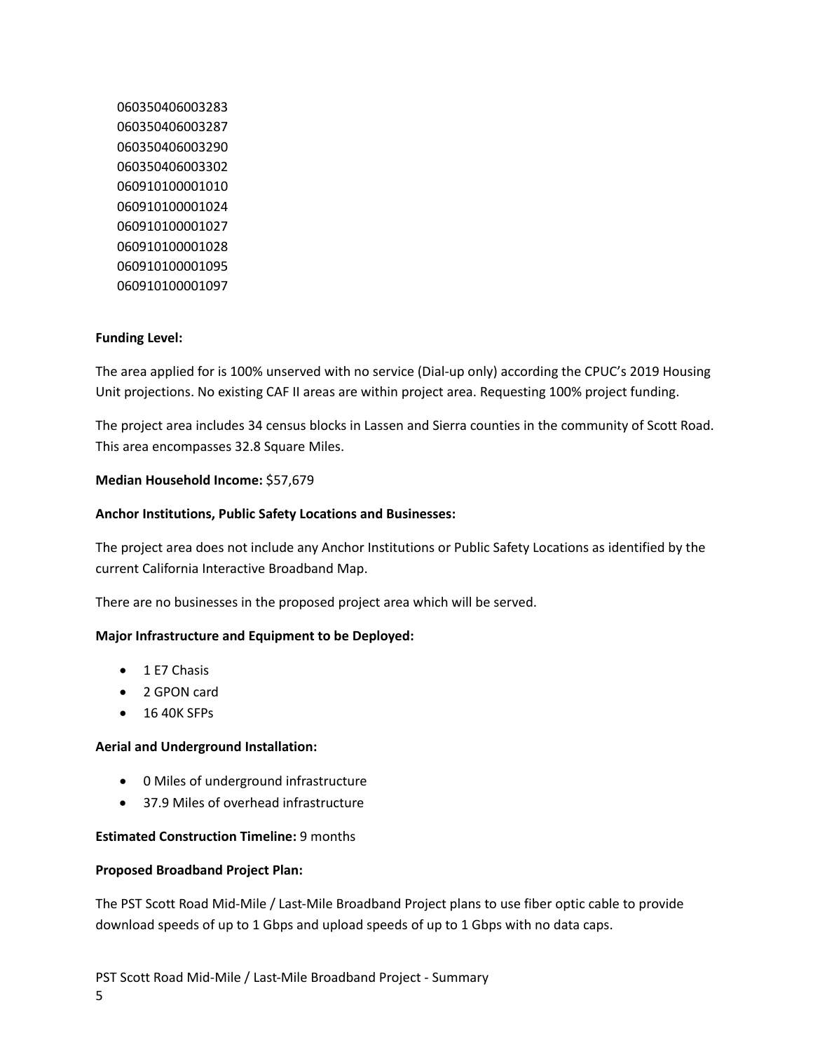060350406003283
060350406003287
060350406003290
060350406003302
060910100001010
060910100001024
060910100001027
060910100001028
060910100001095
060910100001097

**Funding Level:**

The area applied for is 100% unserved with no service (Dial-up only) according the CPUC's 2019 Housing Unit projections. No existing CAF II areas are within project area. Requesting 100% project funding.

The project area includes 34 census blocks in Lassen and Sierra counties in the community of Scott Road. This area encompasses 32.8 Square Miles.

**Median Household Income:** $57,679

**Anchor Institutions, Public Safety Locations and Businesses:**

The project area does not include any Anchor Institutions or Public Safety Locations as identified by the current California Interactive Broadband Map.

There are no businesses in the proposed project area which will be served.

**Major Infrastructure and Equipment to be Deployed:**

- 1 E7 Chasis
- 2 GPON card
- 16 40K SFPs

**Aerial and Underground Installation:**

- 0 Miles of underground infrastructure
- 37.9 Miles of overhead infrastructure

**Estimated Construction Timeline:** 9 months

**Proposed Broadband Project Plan:**

The PST Scott Road Mid-Mile / Last-Mile Broadband Project plans to use fiber optic cable to provide download speeds of up to 1 Gbps and upload speeds of up to 1 Gbps with no data caps.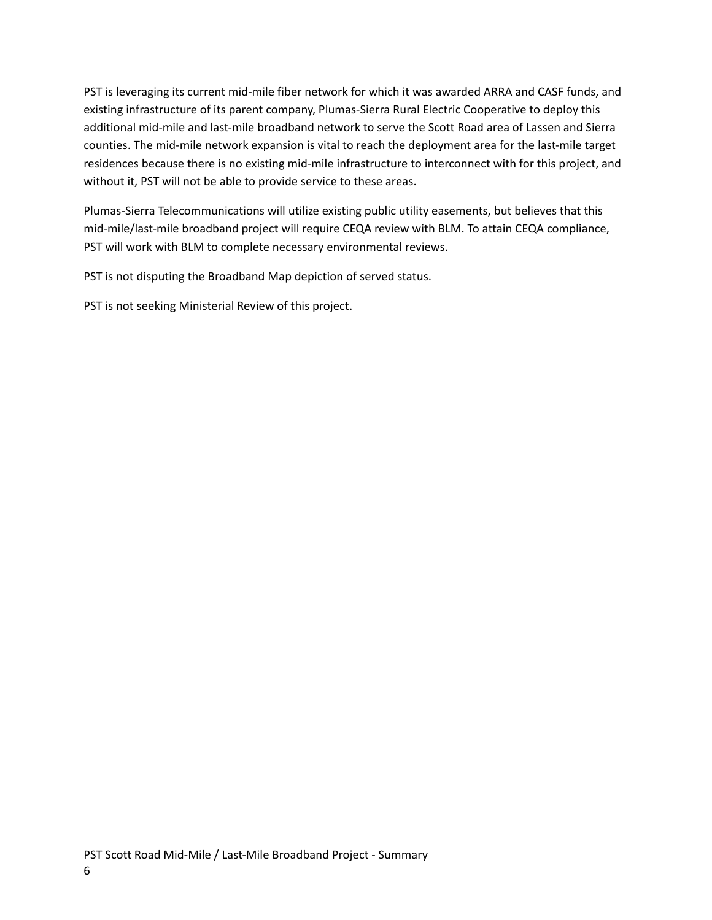PST is leveraging its current mid-mile fiber network for which it was awarded ARRA and CASF funds, and existing infrastructure of its parent company, Plumas-Sierra Rural Electric Cooperative to deploy this additional mid-mile and last-mile broadband network to serve the Scott Road area of Lassen and Sierra counties. The mid-mile network expansion is vital to reach the deployment area for the last-mile target residences because there is no existing mid-mile infrastructure to interconnect with for this project, and without it, PST will not be able to provide service to these areas.

Plumas-Sierra Telecommunications will utilize existing public utility easements, but believes that this mid-mile/last-mile broadband project will require CEQA review with BLM. To attain CEQA compliance, PST will work with BLM to complete necessary environmental reviews.

PST is not disputing the Broadband Map depiction of served status.

PST is not seeking Ministerial Review of this project.